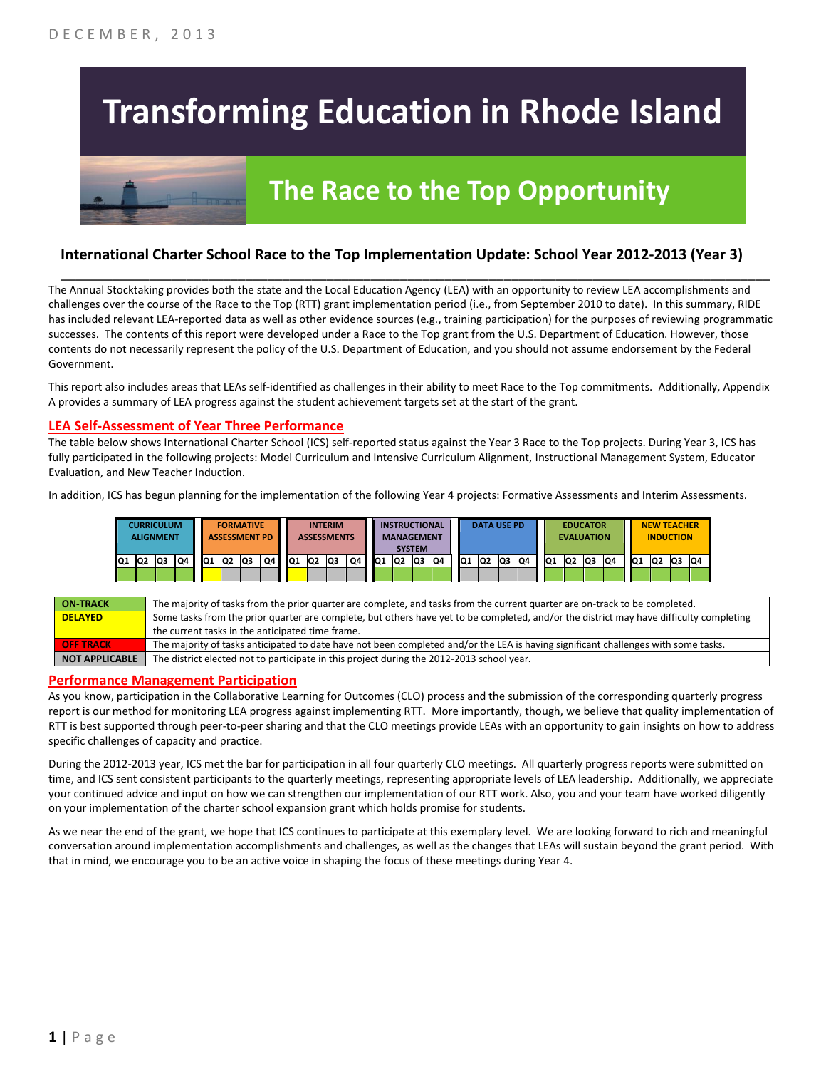DECEMBER, 2013

# Transforming Education in Rhode Island

## The Race to the Top Opportunity

### International Charter School Race to the Top Implementation Update: School Year 2012-2013 (Year 3)

The Annual Stocktaking provides both the state and the Local Education Agency (LEA) with an opportunity to review LEA accomplishments and challenges over the course of the Race to the Top (RTT) grant implementation period (i.e., from September 2010 to date). In this summary, RIDE has included relevant LEA-reported data as well as other evidence sources (e.g., training participation) for the purposes of reviewing programmatic successes. The contents of this report were developed under a Race to the Top grant from the U.S. Department of Education. However, those contents do not necessarily represent the policy of the U.S. Department of Education, and you should not assume endorsement by the Federal Government.

This report also includes areas that LEAs self-identified as challenges in their ability to meet Race to the Top commitments. Additionally, Appendix A provides a summary of LEA progress against the student achievement targets set at the start of the grant.

## LEA Self-Assessment of Year Three Performance

The table below shows International Charter School (ICS) self-reported status against the Year 3 Race to the Top projects. During Year 3, ICS has fully participated in the following projects: Model Curriculum and Intensive Curriculum Alignment, Instructional Management System, Educator Evaluation, and New Teacher Induction.

In addition, ICS has begun planning for the implementation of the following Year 4 projects: Formative Assessments and Interim Assessments.

| CURRICULUM ALIGNMENT | | | | FORMATIVE ASSESSMENT PD | | | | INTERIM ASSESSMENTS | | | | INSTRUCTIONAL MANAGEMENT SYSTEM | | | | DATA USE PD | | | | EDUCATOR EVALUATION | | | | NEW TEACHER INDUCTION | | | |
|---|---|---|---|---|---|---|---|---|---|---|---|---|---|---|---|---|---|---|---|---|---|---|---|---|---|---|---|
| Q1 | Q2 | Q3 | Q4 | Q1 | Q2 | Q3 | Q4 | Q1 | Q2 | Q3 | Q4 | Q1 | Q2 | Q3 | Q4 | Q1 | Q2 | Q3 | Q4 | Q1 | Q2 | Q3 | Q4 | Q1 | Q2 | Q3 | Q4 |
| On-Track | On-Track | On-Track | On-Track | Delayed | Not Applicable | Not Applicable | Not Applicable | Delayed | Not Applicable | Not Applicable | Not Applicable | On-Track | On-Track | On-Track | On-Track | Not Applicable | Not Applicable | Not Applicable | Not Applicable | On-Track | On-Track | On-Track | On-Track | On-Track | On-Track | On-Track | On-Track |

| | |
|---|---|
| **ON-TRACK** | The majority of tasks from the prior quarter are complete, and tasks from the current quarter are on-track to be completed. |
| **DELAYED** | Some tasks from the prior quarter are complete, but others have yet to be completed, and/or the district may have difficulty completing the current tasks in the anticipated time frame. |
| **OFF TRACK** | The majority of tasks anticipated to date have not been completed and/or the LEA is having significant challenges with some tasks. |
| **NOT APPLICABLE** | The district elected not to participate in this project during the 2012-2013 school year. |

## Performance Management Participation

As you know, participation in the Collaborative Learning for Outcomes (CLO) process and the submission of the corresponding quarterly progress report is our method for monitoring LEA progress against implementing RTT. More importantly, though, we believe that quality implementation of RTT is best supported through peer-to-peer sharing and that the CLO meetings provide LEAs with an opportunity to gain insights on how to address specific challenges of capacity and practice.

During the 2012-2013 year, ICS met the bar for participation in all four quarterly CLO meetings. All quarterly progress reports were submitted on time, and ICS sent consistent participants to the quarterly meetings, representing appropriate levels of LEA leadership. Additionally, we appreciate your continued advice and input on how we can strengthen our implementation of our RTT work. Also, you and your team have worked diligently on your implementation of the charter school expansion grant which holds promise for students.

As we near the end of the grant, we hope that ICS continues to participate at this exemplary level. We are looking forward to rich and meaningful conversation around implementation accomplishments and challenges, as well as the changes that LEAs will sustain beyond the grant period. With that in mind, we encourage you to be an active voice in shaping the focus of these meetings during Year 4.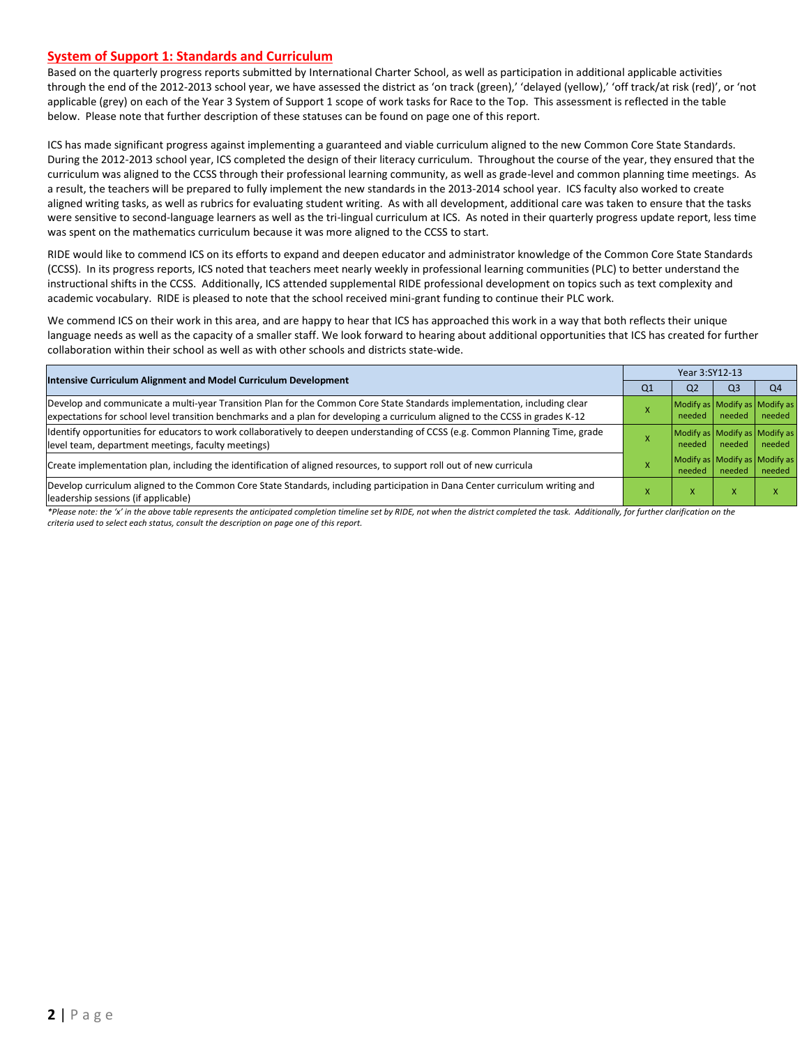## System of Support 1: Standards and Curriculum

Based on the quarterly progress reports submitted by International Charter School, as well as participation in additional applicable activities through the end of the 2012-2013 school year, we have assessed the district as 'on track (green),' 'delayed (yellow),' 'off track/at risk (red)', or 'not applicable (grey) on each of the Year 3 System of Support 1 scope of work tasks for Race to the Top. This assessment is reflected in the table below. Please note that further description of these statuses can be found on page one of this report.

ICS has made significant progress against implementing a guaranteed and viable curriculum aligned to the new Common Core State Standards. During the 2012-2013 school year, ICS completed the design of their literacy curriculum. Throughout the course of the year, they ensured that the curriculum was aligned to the CCSS through their professional learning community, as well as grade-level and common planning time meetings. As a result, the teachers will be prepared to fully implement the new standards in the 2013-2014 school year. ICS faculty also worked to create aligned writing tasks, as well as rubrics for evaluating student writing. As with all development, additional care was taken to ensure that the tasks were sensitive to second-language learners as well as the tri-lingual curriculum at ICS. As noted in their quarterly progress update report, less time was spent on the mathematics curriculum because it was more aligned to the CCSS to start.

RIDE would like to commend ICS on its efforts to expand and deepen educator and administrator knowledge of the Common Core State Standards (CCSS). In its progress reports, ICS noted that teachers meet nearly weekly in professional learning communities (PLC) to better understand the instructional shifts in the CCSS. Additionally, ICS attended supplemental RIDE professional development on topics such as text complexity and academic vocabulary. RIDE is pleased to note that the school received mini-grant funding to continue their PLC work.

We commend ICS on their work in this area, and are happy to hear that ICS has approached this work in a way that both reflects their unique language needs as well as the capacity of a smaller staff. We look forward to hearing about additional opportunities that ICS has created for further collaboration within their school as well as with other schools and districts state-wide.

| Intensive Curriculum Alignment and Model Curriculum Development | Year 3:SY12-13 | | | |
|---|---|---|---|---|
| | Q1 | Q2 | Q3 | Q4 |
| Develop and communicate a multi-year Transition Plan for the Common Core State Standards implementation, including clear expectations for school level transition benchmarks and a plan for developing a curriculum aligned to the CCSS in grades K-12 | X | Modify as needed | Modify as needed | Modify as needed |
| Identify opportunities for educators to work collaboratively to deepen understanding of CCSS (e.g. Common Planning Time, grade level team, department meetings, faculty meetings) | X | Modify as needed | Modify as needed | Modify as needed |
| Create implementation plan, including the identification of aligned resources, to support roll out of new curricula | X | Modify as needed | Modify as needed | Modify as needed |
| Develop curriculum aligned to the Common Core State Standards, including participation in Dana Center curriculum writing and leadership sessions (if applicable) | X | X | X | X |

*Please note: the 'x' in the above table represents the anticipated completion timeline set by RIDE, not when the district completed the task. Additionally, for further clarification on the criteria used to select each status, consult the description on page one of this report.*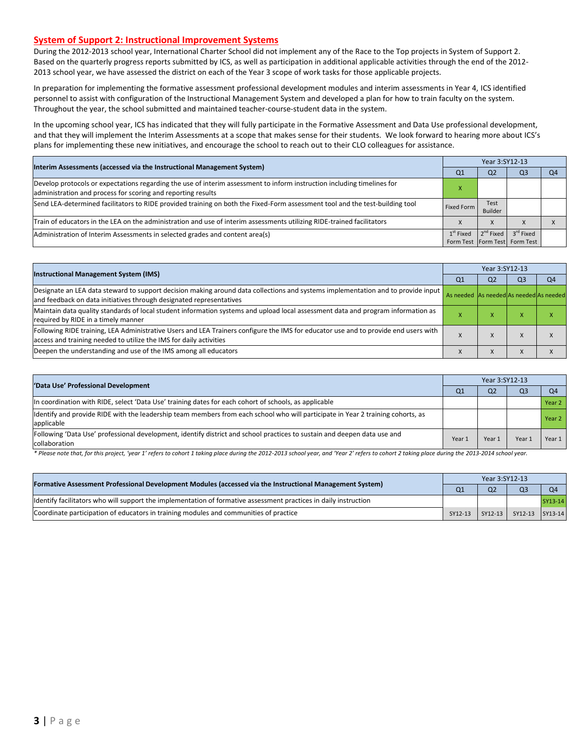## System of Support 2: Instructional Improvement Systems

During the 2012-2013 school year, International Charter School did not implement any of the Race to the Top projects in System of Support 2. Based on the quarterly progress reports submitted by ICS, as well as participation in additional applicable activities through the end of the 2012-2013 school year, we have assessed the district on each of the Year 3 scope of work tasks for those applicable projects.

In preparation for implementing the formative assessment professional development modules and interim assessments in Year 4, ICS identified personnel to assist with configuration of the Instructional Management System and developed a plan for how to train faculty on the system. Throughout the year, the school submitted and maintained teacher-course-student data in the system.

In the upcoming school year, ICS has indicated that they will fully participate in the Formative Assessment and Data Use professional development, and that they will implement the Interim Assessments at a scope that makes sense for their students. We look forward to hearing more about ICS's plans for implementing these new initiatives, and encourage the school to reach out to their CLO colleagues for assistance.

| Interim Assessments (accessed via the Instructional Management System) | Year 3:SY12-13 | | | |
|---|---|---|---|---|
| | Q1 | Q2 | Q3 | Q4 |
| Develop protocols or expectations regarding the use of interim assessment to inform instruction including timelines for administration and process for scoring and reporting results | X | | | |
| Send LEA-determined facilitators to RIDE provided training on both the Fixed-Form assessment tool and the test-building tool | Fixed Form | Test Builder | | |
| Train of educators in the LEA on the administration and use of interim assessments utilizing RIDE-trained facilitators | X | X | X | X |
| Administration of Interim Assessments in selected grades and content area(s) | 1st Fixed Form Test | 2nd Fixed Form Test | 3rd Fixed Form Test | |

| Instructional Management System (IMS) | Year 3:SY12-13 | | | |
|---|---|---|---|---|
| | Q1 | Q2 | Q3 | Q4 |
| Designate an LEA data steward to support decision making around data collections and systems implementation and to provide input and feedback on data initiatives through designated representatives | As needed | As needed | As needed | As needed |
| Maintain data quality standards of local student information systems and upload local assessment data and program information as required by RIDE in a timely manner | X | X | X | X |
| Following RIDE training, LEA Administrative Users and LEA Trainers configure the IMS for educator use and to provide end users with access and training needed to utilize the IMS for daily activities | X | X | X | X |
| Deepen the understanding and use of the IMS among all educators | X | X | X | X |

| 'Data Use' Professional Development | Year 3:SY12-13 | | | |
|---|---|---|---|---|
| | Q1 | Q2 | Q3 | Q4 |
| In coordination with RIDE, select 'Data Use' training dates for each cohort of schools, as applicable | | | | Year 2 |
| Identify and provide RIDE with the leadership team members from each school who will participate in Year 2 training cohorts, as applicable | | | | Year 2 |
| Following 'Data Use' professional development, identify district and school practices to sustain and deepen data use and collaboration | Year 1 | Year 1 | Year 1 | Year 1 |

*\* Please note that, for this project, 'year 1' refers to cohort 1 taking place during the 2012-2013 school year, and 'Year 2' refers to cohort 2 taking place during the 2013-2014 school year.*

| Formative Assessment Professional Development Modules (accessed via the Instructional Management System) | Year 3:SY12-13 | | | |
|---|---|---|---|---|
| | Q1 | Q2 | Q3 | Q4 |
| Identify facilitators who will support the implementation of formative assessment practices in daily instruction | | | | SY13-14 |
| Coordinate participation of educators in training modules and communities of practice | SY12-13 | SY12-13 | SY12-13 | SY13-14 |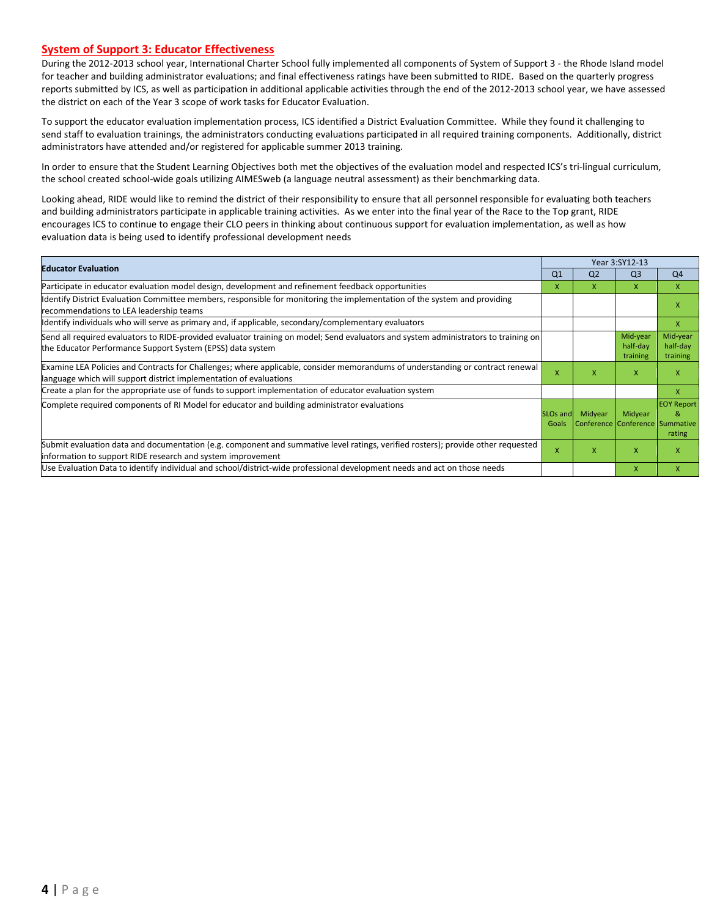## System of Support 3: Educator Effectiveness

During the 2012-2013 school year, International Charter School fully implemented all components of System of Support 3 - the Rhode Island model for teacher and building administrator evaluations; and final effectiveness ratings have been submitted to RIDE. Based on the quarterly progress reports submitted by ICS, as well as participation in additional applicable activities through the end of the 2012-2013 school year, we have assessed the district on each of the Year 3 scope of work tasks for Educator Evaluation.

To support the educator evaluation implementation process, ICS identified a District Evaluation Committee. While they found it challenging to send staff to evaluation trainings, the administrators conducting evaluations participated in all required training components. Additionally, district administrators have attended and/or registered for applicable summer 2013 training.

In order to ensure that the Student Learning Objectives both met the objectives of the evaluation model and respected ICS's tri-lingual curriculum, the school created school-wide goals utilizing AIMESweb (a language neutral assessment) as their benchmarking data.

Looking ahead, RIDE would like to remind the district of their responsibility to ensure that all personnel responsible for evaluating both teachers and building administrators participate in applicable training activities. As we enter into the final year of the Race to the Top grant, RIDE encourages ICS to continue to engage their CLO peers in thinking about continuous support for evaluation implementation, as well as how evaluation data is being used to identify professional development needs

| Educator Evaluation | Year 3:SY12-13 | | | |
|---|---|---|---|---|
| | Q1 | Q2 | Q3 | Q4 |
| Participate in educator evaluation model design, development and refinement feedback opportunities | X | X | X | X |
| Identify District Evaluation Committee members, responsible for monitoring the implementation of the system and providing recommendations to LEA leadership teams | | | | X |
| Identify individuals who will serve as primary and, if applicable, secondary/complementary evaluators | | | | X |
| Send all required evaluators to RIDE-provided evaluator training on model; Send evaluators and system administrators to training on the Educator Performance Support System (EPSS) data system | | | Mid-year half-day training | Mid-year half-day training |
| Examine LEA Policies and Contracts for Challenges; where applicable, consider memorandums of understanding or contract renewal language which will support district implementation of evaluations | X | X | X | X |
| Create a plan for the appropriate use of funds to support implementation of educator evaluation system | | | | X |
| Complete required components of RI Model for educator and building administrator evaluations | SLOs and Goals | Midyear Conference | Midyear Conference | EOY Report & Summative rating |
| Submit evaluation data and documentation (e.g. component and summative level ratings, verified rosters); provide other requested information to support RIDE research and system improvement | X | X | X | X |
| Use Evaluation Data to identify individual and school/district-wide professional development needs and act on those needs | | | X | X |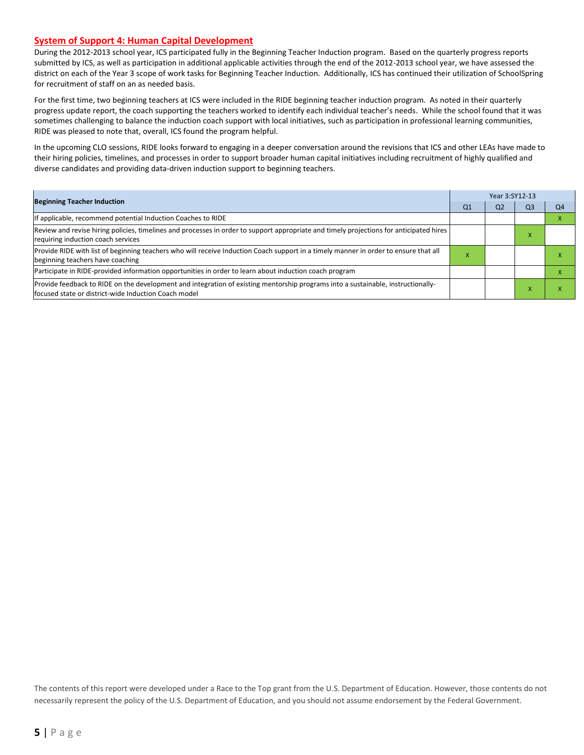## System of Support 4: Human Capital Development

During the 2012-2013 school year, ICS participated fully in the Beginning Teacher Induction program. Based on the quarterly progress reports submitted by ICS, as well as participation in additional applicable activities through the end of the 2012-2013 school year, we have assessed the district on each of the Year 3 scope of work tasks for Beginning Teacher Induction. Additionally, ICS has continued their utilization of SchoolSpring for recruitment of staff on an as needed basis.

For the first time, two beginning teachers at ICS were included in the RIDE beginning teacher induction program. As noted in their quarterly progress update report, the coach supporting the teachers worked to identify each individual teacher's needs. While the school found that it was sometimes challenging to balance the induction coach support with local initiatives, such as participation in professional learning communities, RIDE was pleased to note that, overall, ICS found the program helpful.

In the upcoming CLO sessions, RIDE looks forward to engaging in a deeper conversation around the revisions that ICS and other LEAs have made to their hiring policies, timelines, and processes in order to support broader human capital initiatives including recruitment of highly qualified and diverse candidates and providing data-driven induction support to beginning teachers.

| Beginning Teacher Induction | Year 3:SY12-13 | | | |
|---|---|---|---|---|
| | Q1 | Q2 | Q3 | Q4 |
| If applicable, recommend potential Induction Coaches to RIDE | | | | x |
| Review and revise hiring policies, timelines and processes in order to support appropriate and timely projections for anticipated hires requiring induction coach services | | | x | |
| Provide RIDE with list of beginning teachers who will receive Induction Coach support in a timely manner in order to ensure that all beginning teachers have coaching | x | | | x |
| Participate in RIDE-provided information opportunities in order to learn about induction coach program | | | | x |
| Provide feedback to RIDE on the development and integration of existing mentorship programs into a sustainable, instructionally-focused state or district-wide Induction Coach model | | | x | x |

The contents of this report were developed under a Race to the Top grant from the U.S. Department of Education. However, those contents do not necessarily represent the policy of the U.S. Department of Education, and you should not assume endorsement by the Federal Government.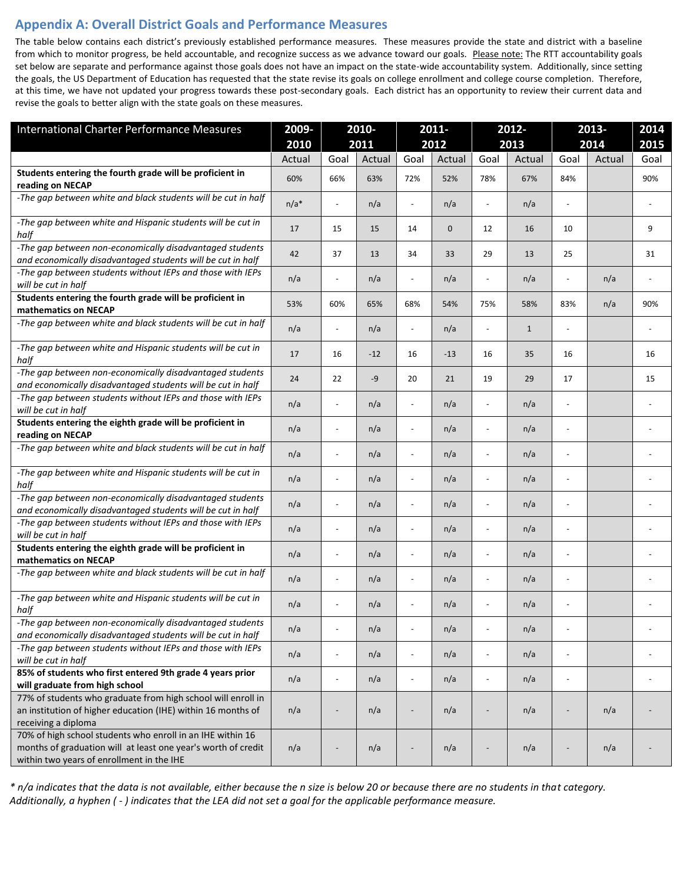## Appendix A: Overall District Goals and Performance Measures

The table below contains each district's previously established performance measures. These measures provide the state and district with a baseline from which to monitor progress, be held accountable, and recognize success as we advance toward our goals. Please note: The RTT accountability goals set below are separate and performance against those goals does not have an impact on the state-wide accountability system. Additionally, since setting the goals, the US Department of Education has requested that the state revise its goals on college enrollment and college course completion. Therefore, at this time, we have not updated your progress towards these post-secondary goals. Each district has an opportunity to review their current data and revise the goals to better align with the state goals on these measures.

| International Charter Performance Measures | 2009-2010 | 2010-2011 | | 2011-2012 | | 2012-2013 | | 2013-2014 | | 2014 2015 |
|---|---|---|---|---|---|---|---|---|---|---|
| | Actual | Goal | Actual | Goal | Actual | Goal | Actual | Goal | Actual | Goal |
| **Students entering the fourth grade will be proficient in reading on NECAP** | 60% | 66% | 63% | 72% | 52% | 78% | 67% | 84% | | 90% |
| *-The gap between white and black students will be cut in half* | n/a* | - | n/a | - | n/a | - | n/a | - | | - |
| *-The gap between white and Hispanic students will be cut in half* | 17 | 15 | 15 | 14 | 0 | 12 | 16 | 10 | | 9 |
| *-The gap between non-economically disadvantaged students and economically disadvantaged students will be cut in half* | 42 | 37 | 13 | 34 | 33 | 29 | 13 | 25 | | 31 |
| *-The gap between students without IEPs and those with IEPs will be cut in half* | n/a | - | n/a | - | n/a | - | n/a | - | n/a | - |
| **Students entering the fourth grade will be proficient in mathematics on NECAP** | 53% | 60% | 65% | 68% | 54% | 75% | 58% | 83% | n/a | 90% |
| *-The gap between white and black students will be cut in half* | n/a | - | n/a | - | n/a | - | 1 | - | | - |
| *-The gap between white and Hispanic students will be cut in half* | 17 | 16 | -12 | 16 | -13 | 16 | 35 | 16 | | 16 |
| *-The gap between non-economically disadvantaged students and economically disadvantaged students will be cut in half* | 24 | 22 | -9 | 20 | 21 | 19 | 29 | 17 | | 15 |
| *-The gap between students without IEPs and those with IEPs will be cut in half* | n/a | - | n/a | - | n/a | - | n/a | - | | - |
| **Students entering the eighth grade will be proficient in reading on NECAP** | n/a | - | n/a | - | n/a | - | n/a | - | | - |
| *-The gap between white and black students will be cut in half* | n/a | - | n/a | - | n/a | - | n/a | - | | - |
| *-The gap between white and Hispanic students will be cut in half* | n/a | - | n/a | - | n/a | - | n/a | - | | - |
| *-The gap between non-economically disadvantaged students and economically disadvantaged students will be cut in half* | n/a | - | n/a | - | n/a | - | n/a | - | | - |
| *-The gap between students without IEPs and those with IEPs will be cut in half* | n/a | - | n/a | - | n/a | - | n/a | - | | - |
| **Students entering the eighth grade will be proficient in mathematics on NECAP** | n/a | - | n/a | - | n/a | - | n/a | - | | - |
| *-The gap between white and black students will be cut in half* | n/a | - | n/a | - | n/a | - | n/a | - | | - |
| *-The gap between white and Hispanic students will be cut in half* | n/a | - | n/a | - | n/a | - | n/a | - | | - |
| *-The gap between non-economically disadvantaged students and economically disadvantaged students will be cut in half* | n/a | - | n/a | - | n/a | - | n/a | - | | - |
| *-The gap between students without IEPs and those with IEPs will be cut in half* | n/a | - | n/a | - | n/a | - | n/a | - | | - |
| **85% of students who first entered 9th grade 4 years prior will graduate from high school** | n/a | - | n/a | - | n/a | - | n/a | - | | - |
| 77% of students who graduate from high school will enroll in an institution of higher education (IHE) within 16 months of receiving a diploma | n/a | - | n/a | - | n/a | - | n/a | - | n/a | - |
| 70% of high school students who enroll in an IHE within 16 months of graduation will at least one year's worth of credit within two years of enrollment in the IHE | n/a | - | n/a | - | n/a | - | n/a | - | n/a | - |

*\* n/a indicates that the data is not available, either because the n size is below 20 or because there are no students in that category. Additionally, a hyphen ( - ) indicates that the LEA did not set a goal for the applicable performance measure.*